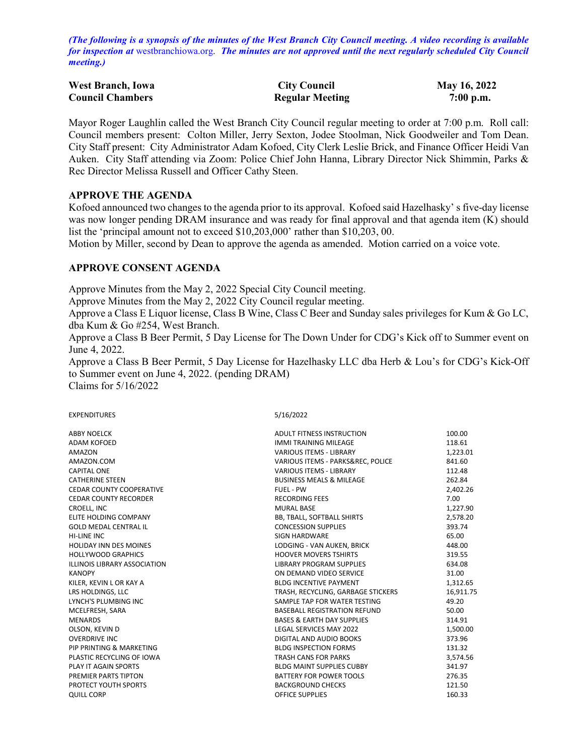*(The following is a synopsis of the minutes of the West Branch City Council meeting. A video recording is available for inspection at* westbranchiowa.org. *The minutes are not approved until the next regularly scheduled City Council meeting.)*

| **West Branch, Iowa** | **City Council** | **May 16, 2022** |
|---|---|---|
| **Council Chambers** | **Regular Meeting** | **7:00 p.m.** |

Mayor Roger Laughlin called the West Branch City Council regular meeting to order at 7:00 p.m. Roll call: Council members present: Colton Miller, Jerry Sexton, Jodee Stoolman, Nick Goodweiler and Tom Dean. City Staff present: City Administrator Adam Kofoed, City Clerk Leslie Brick, and Finance Officer Heidi Van Auken. City Staff attending via Zoom: Police Chief John Hanna, Library Director Nick Shimmin, Parks & Rec Director Melissa Russell and Officer Cathy Steen.

## APPROVE THE AGENDA

Kofoed announced two changes to the agenda prior to its approval. Kofoed said Hazelhasky' s five-day license was now longer pending DRAM insurance and was ready for final approval and that agenda item (K) should list the 'principal amount not to exceed $10,203,000' rather than $10,203, 00.

Motion by Miller, second by Dean to approve the agenda as amended. Motion carried on a voice vote.

## APPROVE CONSENT AGENDA

Approve Minutes from the May 2, 2022 Special City Council meeting.

Approve Minutes from the May 2, 2022 City Council regular meeting.

Approve a Class E Liquor license, Class B Wine, Class C Beer and Sunday sales privileges for Kum & Go LC, dba Kum & Go #254, West Branch.

Approve a Class B Beer Permit, 5 Day License for The Down Under for CDG's Kick off to Summer event on June 4, 2022.

Approve a Class B Beer Permit, 5 Day License for Hazelhasky LLC dba Herb & Lou's for CDG's Kick-Off to Summer event on June 4, 2022. (pending DRAM)

Claims for 5/16/2022

| EXPENDITURES | 5/16/2022 | |
|---|---|---|
| ABBY NOELCK | ADULT FITNESS INSTRUCTION | 100.00 |
| ADAM KOFOED | IMMI TRAINING MILEAGE | 118.61 |
| AMAZON | VARIOUS ITEMS - LIBRARY | 1,223.01 |
| AMAZON.COM | VARIOUS ITEMS - PARKS&REC, POLICE | 841.60 |
| CAPITAL ONE | VARIOUS ITEMS - LIBRARY | 112.48 |
| CATHERINE STEEN | BUSINESS MEALS & MILEAGE | 262.84 |
| CEDAR COUNTY COOPERATIVE | FUEL - PW | 2,402.26 |
| CEDAR COUNTY RECORDER | RECORDING FEES | 7.00 |
| CROELL, INC | MURAL BASE | 1,227.90 |
| ELITE HOLDING COMPANY | BB, TBALL, SOFTBALL SHIRTS | 2,578.20 |
| GOLD MEDAL CENTRAL IL | CONCESSION SUPPLIES | 393.74 |
| HI-LINE INC | SIGN HARDWARE | 65.00 |
| HOLIDAY INN DES MOINES | LODGING - VAN AUKEN, BRICK | 448.00 |
| HOLLYWOOD GRAPHICS | HOOVER MOVERS TSHIRTS | 319.55 |
| ILLINOIS LIBRARY ASSOCIATION | LIBRARY PROGRAM SUPPLIES | 634.08 |
| KANOPY | ON DEMAND VIDEO SERVICE | 31.00 |
| KILER, KEVIN L OR KAY A | BLDG INCENTIVE PAYMENT | 1,312.65 |
| LRS HOLDINGS, LLC | TRASH, RECYCLING, GARBAGE STICKERS | 16,911.75 |
| LYNCH'S PLUMBING INC | SAMPLE TAP FOR WATER TESTING | 49.20 |
| MCELFRESH, SARA | BASEBALL REGISTRATION REFUND | 50.00 |
| MENARDS | BASES & EARTH DAY SUPPLIES | 314.91 |
| OLSON, KEVIN D | LEGAL SERVICES MAY 2022 | 1,500.00 |
| OVERDRIVE INC | DIGITAL AND AUDIO BOOKS | 373.96 |
| PIP PRINTING & MARKETING | BLDG INSPECTION FORMS | 131.32 |
| PLASTIC RECYCLING OF IOWA | TRASH CANS FOR PARKS | 3,574.56 |
| PLAY IT AGAIN SPORTS | BLDG MAINT SUPPLIES CUBBY | 341.97 |
| PREMIER PARTS TIPTON | BATTERY FOR POWER TOOLS | 276.35 |
| PROTECT YOUTH SPORTS | BACKGROUND CHECKS | 121.50 |
| QUILL CORP | OFFICE SUPPLIES | 160.33 |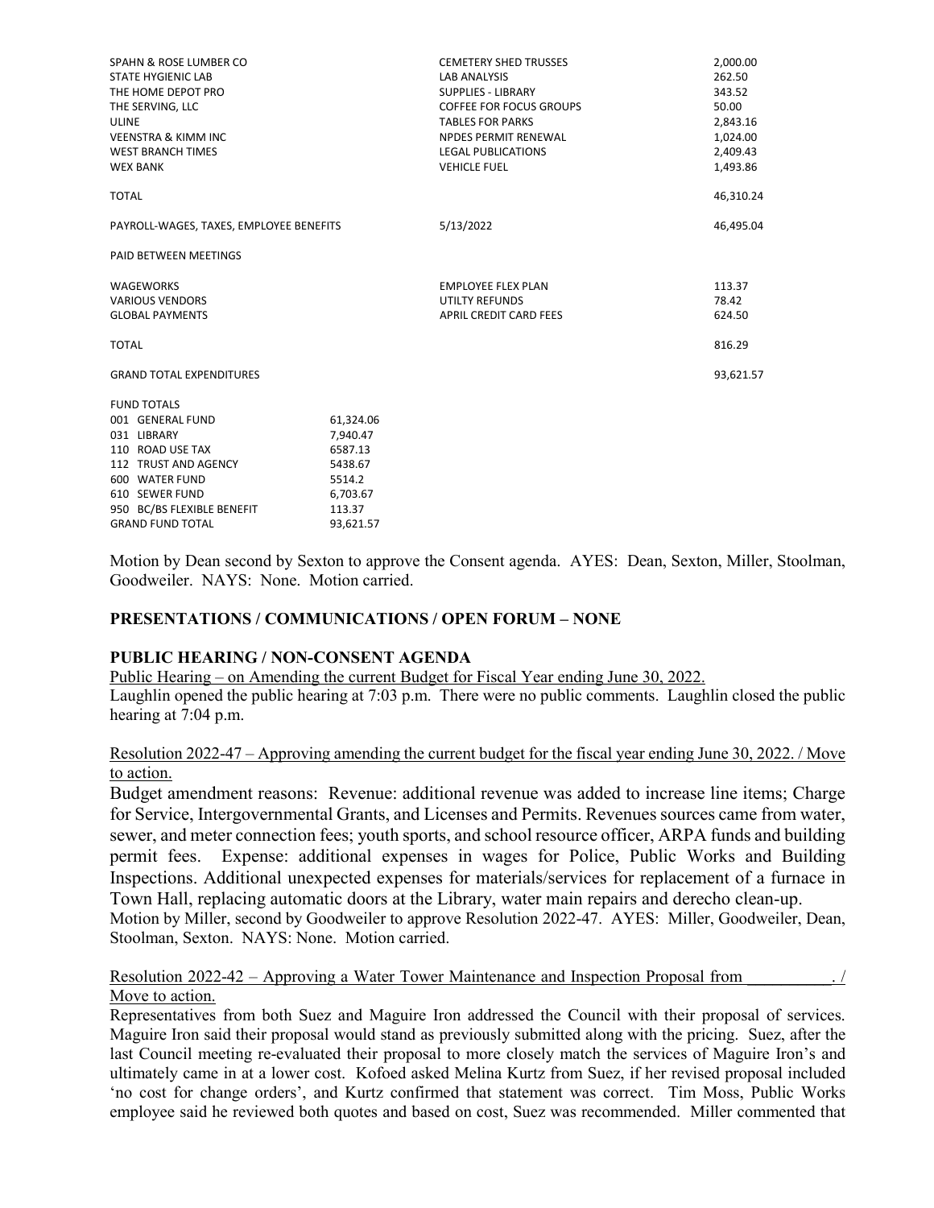| | | |
|---|---|---|
| SPAHN & ROSE LUMBER CO | CEMETERY SHED TRUSSES | 2,000.00 |
| STATE HYGIENIC LAB | LAB ANALYSIS | 262.50 |
| THE HOME DEPOT PRO | SUPPLIES - LIBRARY | 343.52 |
| THE SERVING, LLC | COFFEE FOR FOCUS GROUPS | 50.00 |
| ULINE | TABLES FOR PARKS | 2,843.16 |
| VEENSTRA & KIMM INC | NPDES PERMIT RENEWAL | 1,024.00 |
| WEST BRANCH TIMES | LEGAL PUBLICATIONS | 2,409.43 |
| WEX BANK | VEHICLE FUEL | 1,493.86 |
| TOTAL | | 46,310.24 |
| PAYROLL-WAGES, TAXES, EMPLOYEE BENEFITS | 5/13/2022 | 46,495.04 |
| PAID BETWEEN MEETINGS | | |
| WAGEWORKS | EMPLOYEE FLEX PLAN | 113.37 |
| VARIOUS VENDORS | UTILTY REFUNDS | 78.42 |
| GLOBAL PAYMENTS | APRIL CREDIT CARD FEES | 624.50 |
| TOTAL | | 816.29 |
| GRAND TOTAL EXPENDITURES | | 93,621.57 |

| FUND TOTALS | |
|---|---|
| 001 GENERAL FUND | 61,324.06 |
| 031 LIBRARY | 7,940.47 |
| 110 ROAD USE TAX | 6587.13 |
| 112 TRUST AND AGENCY | 5438.67 |
| 600 WATER FUND | 5514.2 |
| 610 SEWER FUND | 6,703.67 |
| 950 BC/BS FLEXIBLE BENEFIT | 113.37 |
| GRAND FUND TOTAL | 93,621.57 |

Motion by Dean second by Sexton to approve the Consent agenda. AYES: Dean, Sexton, Miller, Stoolman, Goodweiler. NAYS: None. Motion carried.

**PRESENTATIONS / COMMUNICATIONS / OPEN FORUM – NONE**

**PUBLIC HEARING / NON-CONSENT AGENDA**

Public Hearing – on Amending the current Budget for Fiscal Year ending June 30, 2022.
Laughlin opened the public hearing at 7:03 p.m. There were no public comments. Laughlin closed the public hearing at 7:04 p.m.

Resolution 2022-47 – Approving amending the current budget for the fiscal year ending June 30, 2022. / Move to action.

Budget amendment reasons: Revenue: additional revenue was added to increase line items; Charge for Service, Intergovernmental Grants, and Licenses and Permits. Revenues sources came from water, sewer, and meter connection fees; youth sports, and school resource officer, ARPA funds and building permit fees. Expense: additional expenses in wages for Police, Public Works and Building Inspections. Additional unexpected expenses for materials/services for replacement of a furnace in Town Hall, replacing automatic doors at the Library, water main repairs and derecho clean-up.
Motion by Miller, second by Goodweiler to approve Resolution 2022-47. AYES: Miller, Goodweiler, Dean, Stoolman, Sexton. NAYS: None. Motion carried.

Resolution 2022-42 – Approving a Water Tower Maintenance and Inspection Proposal from __________. / Move to action.

Representatives from both Suez and Maguire Iron addressed the Council with their proposal of services. Maguire Iron said their proposal would stand as previously submitted along with the pricing. Suez, after the last Council meeting re-evaluated their proposal to more closely match the services of Maguire Iron's and ultimately came in at a lower cost. Kofoed asked Melina Kurtz from Suez, if her revised proposal included 'no cost for change orders', and Kurtz confirmed that statement was correct. Tim Moss, Public Works employee said he reviewed both quotes and based on cost, Suez was recommended. Miller commented that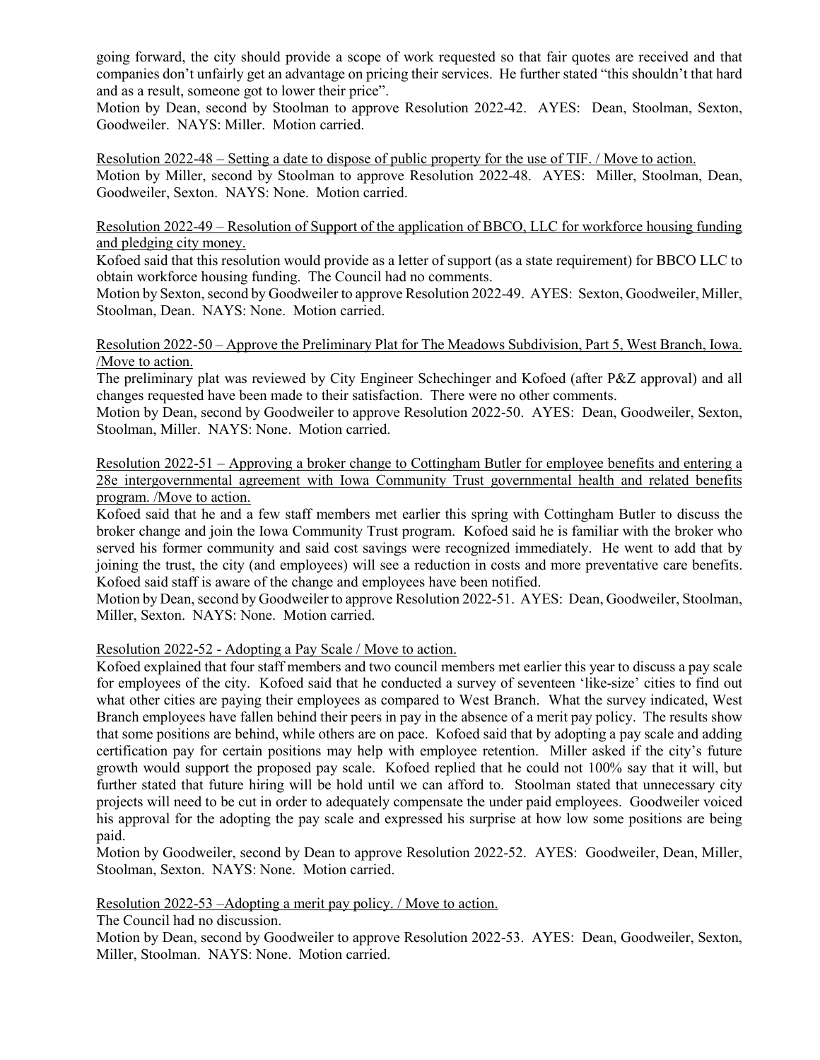going forward, the city should provide a scope of work requested so that fair quotes are received and that companies don't unfairly get an advantage on pricing their services. He further stated "this shouldn't that hard and as a result, someone got to lower their price".

Motion by Dean, second by Stoolman to approve Resolution 2022-42. AYES: Dean, Stoolman, Sexton, Goodweiler. NAYS: Miller. Motion carried.

Resolution 2022-48 – Setting a date to dispose of public property for the use of TIF. / Move to action.

Motion by Miller, second by Stoolman to approve Resolution 2022-48. AYES: Miller, Stoolman, Dean, Goodweiler, Sexton. NAYS: None. Motion carried.

Resolution 2022-49 – Resolution of Support of the application of BBCO, LLC for workforce housing funding and pledging city money.

Kofoed said that this resolution would provide as a letter of support (as a state requirement) for BBCO LLC to obtain workforce housing funding. The Council had no comments.

Motion by Sexton, second by Goodweiler to approve Resolution 2022-49. AYES: Sexton, Goodweiler, Miller, Stoolman, Dean. NAYS: None. Motion carried.

Resolution 2022-50 – Approve the Preliminary Plat for The Meadows Subdivision, Part 5, West Branch, Iowa. /Move to action.

The preliminary plat was reviewed by City Engineer Schechinger and Kofoed (after P&Z approval) and all changes requested have been made to their satisfaction. There were no other comments.

Motion by Dean, second by Goodweiler to approve Resolution 2022-50. AYES: Dean, Goodweiler, Sexton, Stoolman, Miller. NAYS: None. Motion carried.

Resolution 2022-51 – Approving a broker change to Cottingham Butler for employee benefits and entering a 28e intergovernmental agreement with Iowa Community Trust governmental health and related benefits program. /Move to action.

Kofoed said that he and a few staff members met earlier this spring with Cottingham Butler to discuss the broker change and join the Iowa Community Trust program. Kofoed said he is familiar with the broker who served his former community and said cost savings were recognized immediately. He went to add that by joining the trust, the city (and employees) will see a reduction in costs and more preventative care benefits. Kofoed said staff is aware of the change and employees have been notified.

Motion by Dean, second by Goodweiler to approve Resolution 2022-51. AYES: Dean, Goodweiler, Stoolman, Miller, Sexton. NAYS: None. Motion carried.

Resolution 2022-52 - Adopting a Pay Scale / Move to action.

Kofoed explained that four staff members and two council members met earlier this year to discuss a pay scale for employees of the city. Kofoed said that he conducted a survey of seventeen 'like-size' cities to find out what other cities are paying their employees as compared to West Branch. What the survey indicated, West Branch employees have fallen behind their peers in pay in the absence of a merit pay policy. The results show that some positions are behind, while others are on pace. Kofoed said that by adopting a pay scale and adding certification pay for certain positions may help with employee retention. Miller asked if the city's future growth would support the proposed pay scale. Kofoed replied that he could not 100% say that it will, but further stated that future hiring will be hold until we can afford to. Stoolman stated that unnecessary city projects will need to be cut in order to adequately compensate the under paid employees. Goodweiler voiced his approval for the adopting the pay scale and expressed his surprise at how low some positions are being paid.

Motion by Goodweiler, second by Dean to approve Resolution 2022-52. AYES: Goodweiler, Dean, Miller, Stoolman, Sexton. NAYS: None. Motion carried.

Resolution 2022-53 –Adopting a merit pay policy. / Move to action.

The Council had no discussion.

Motion by Dean, second by Goodweiler to approve Resolution 2022-53. AYES: Dean, Goodweiler, Sexton, Miller, Stoolman. NAYS: None. Motion carried.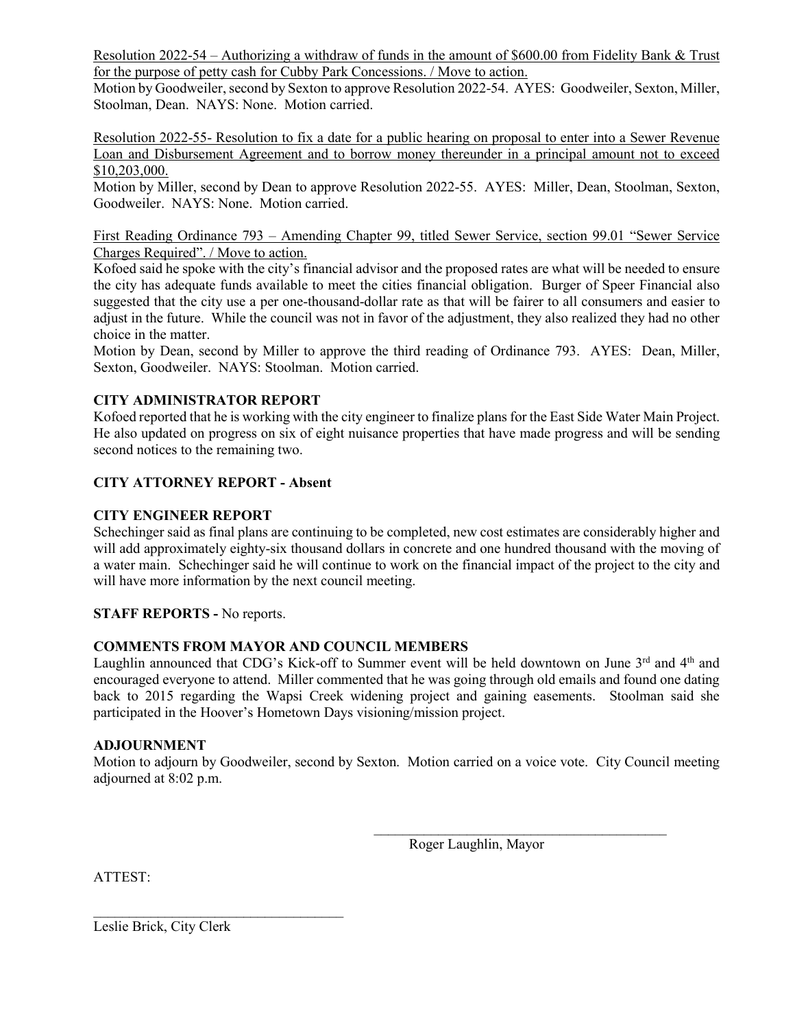<u>Resolution 2022-54 – Authorizing a withdraw of funds in the amount of $600.00 from Fidelity Bank & Trust for the purpose of petty cash for Cubby Park Concessions. / Move to action.</u>

Motion by Goodweiler, second by Sexton to approve Resolution 2022-54. AYES: Goodweiler, Sexton, Miller, Stoolman, Dean. NAYS: None. Motion carried.

<u>Resolution 2022-55- Resolution to fix a date for a public hearing on proposal to enter into a Sewer Revenue Loan and Disbursement Agreement and to borrow money thereunder in a principal amount not to exceed $10,203,000.</u>

Motion by Miller, second by Dean to approve Resolution 2022-55. AYES: Miller, Dean, Stoolman, Sexton, Goodweiler. NAYS: None. Motion carried.

<u>First Reading Ordinance 793 – Amending Chapter 99, titled Sewer Service, section 99.01 "Sewer Service Charges Required". / Move to action.</u>

Kofoed said he spoke with the city's financial advisor and the proposed rates are what will be needed to ensure the city has adequate funds available to meet the cities financial obligation. Burger of Speer Financial also suggested that the city use a per one-thousand-dollar rate as that will be fairer to all consumers and easier to adjust in the future. While the council was not in favor of the adjustment, they also realized they had no other choice in the matter.

Motion by Dean, second by Miller to approve the third reading of Ordinance 793. AYES: Dean, Miller, Sexton, Goodweiler. NAYS: Stoolman. Motion carried.

**CITY ADMINISTRATOR REPORT**

Kofoed reported that he is working with the city engineer to finalize plans for the East Side Water Main Project. He also updated on progress on six of eight nuisance properties that have made progress and will be sending second notices to the remaining two.

**CITY ATTORNEY REPORT - Absent**

**CITY ENGINEER REPORT**

Schechinger said as final plans are continuing to be completed, new cost estimates are considerably higher and will add approximately eighty-six thousand dollars in concrete and one hundred thousand with the moving of a water main. Schechinger said he will continue to work on the financial impact of the project to the city and will have more information by the next council meeting.

**STAFF REPORTS -** No reports.

**COMMENTS FROM MAYOR AND COUNCIL MEMBERS**

Laughlin announced that CDG's Kick-off to Summer event will be held downtown on June 3rd and 4th and encouraged everyone to attend. Miller commented that he was going through old emails and found one dating back to 2015 regarding the Wapsi Creek widening project and gaining easements. Stoolman said she participated in the Hoover's Hometown Days visioning/mission project.

**ADJOURNMENT**

Motion to adjourn by Goodweiler, second by Sexton. Motion carried on a voice vote. City Council meeting adjourned at 8:02 p.m.

\_\_\_\_\_\_\_\_\_\_\_\_\_\_\_\_\_\_\_\_\_\_\_\_\_\_\_\_\_\_\_\_\_\_\_\_\_\_\_\_\_

Roger Laughlin, Mayor

ATTEST:

\_\_\_\_\_\_\_\_\_\_\_\_\_\_\_\_\_\_\_\_\_\_\_\_\_\_\_\_\_\_\_\_\_\_\_\_

Leslie Brick, City Clerk